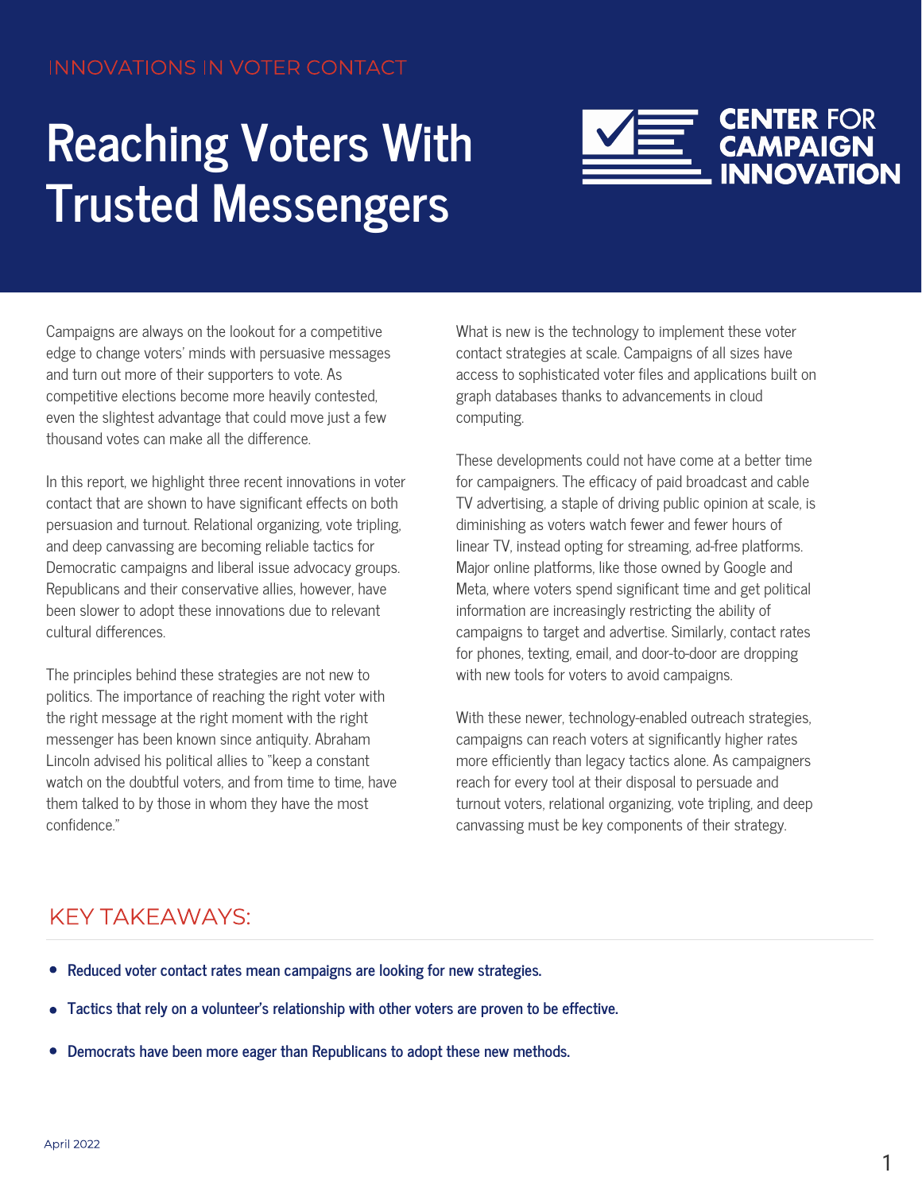INNOVATIONS IN VOTER CONTACT

# Reaching Voters With Trusted Messengers

CENTER FOR CAMPAIGN INNOVATION

Campaigns are always on the lookout for a competitive edge to change voters' minds with persuasive messages and turn out more of their supporters to vote. As competitive elections become more heavily contested, even the slightest advantage that could move just a few thousand votes can make all the difference.

In this report, we highlight three recent innovations in voter contact that are shown to have significant effects on both persuasion and turnout. Relational organizing, vote tripling, and deep canvassing are becoming reliable tactics for Democratic campaigns and liberal issue advocacy groups. Republicans and their conservative allies, however, have been slower to adopt these innovations due to relevant cultural differences.

The principles behind these strategies are not new to politics. The importance of reaching the right voter with the right message at the right moment with the right messenger has been known since antiquity. Abraham Lincoln advised his political allies to "keep a constant watch on the doubtful voters, and from time to time, have them talked to by those in whom they have the most confidence."

What is new is the technology to implement these voter contact strategies at scale. Campaigns of all sizes have access to sophisticated voter files and applications built on graph databases thanks to advancements in cloud computing.

These developments could not have come at a better time for campaigners. The efficacy of paid broadcast and cable TV advertising, a staple of driving public opinion at scale, is diminishing as voters watch fewer and fewer hours of linear TV, instead opting for streaming, ad-free platforms. Major online platforms, like those owned by Google and Meta, where voters spend significant time and get political information are increasingly restricting the ability of campaigns to target and advertise. Similarly, contact rates for phones, texting, email, and door-to-door are dropping with new tools for voters to avoid campaigns.

With these newer, technology-enabled outreach strategies, campaigns can reach voters at significantly higher rates more efficiently than legacy tactics alone. As campaigners reach for every tool at their disposal to persuade and turnout voters, relational organizing, vote tripling, and deep canvassing must be key components of their strategy.

## KEY TAKEAWAYS:

- **Reduced voter contact rates mean campaigns are looking for new strategies.**
- **Tactics that rely on a volunteer's relationship with other voters are proven to be effective.**
- **Democrats have been more eager than Republicans to adopt these new methods.**

April 2022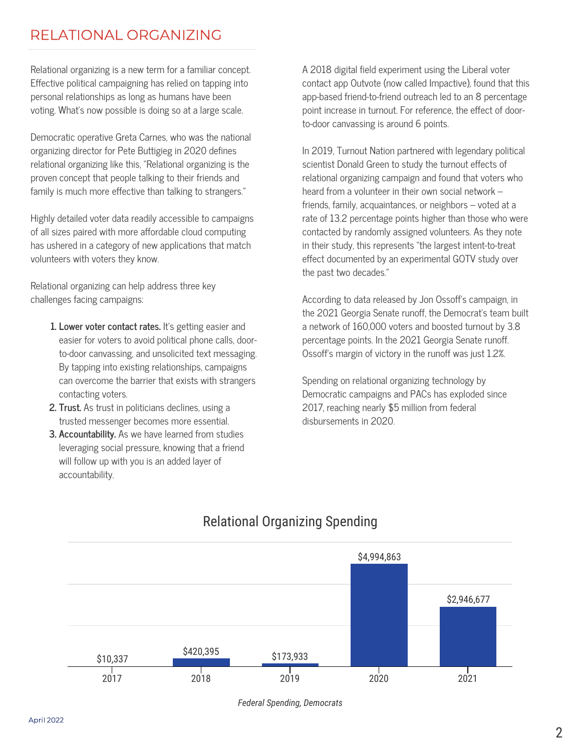## RELATIONAL ORGANIZING

Relational organizing is a new term for a familiar concept. Effective political campaigning has relied on tapping into personal relationships as long as humans have been voting. What's now possible is doing so at a large scale.

Democratic operative Greta Carnes, who was the national organizing director for Pete Buttigieg in 2020 defines relational organizing like this, "Relational organizing is the proven concept that people talking to their friends and family is much more effective than talking to strangers."

Highly detailed voter data readily accessible to campaigns of all sizes paired with more affordable cloud computing has ushered in a category of new applications that match volunteers with voters they know.

Relational organizing can help address three key challenges facing campaigns:

1. **Lower voter contact rates.** It's getting easier and easier for voters to avoid political phone calls, door-to-door canvassing, and unsolicited text messaging. By tapping into existing relationships, campaigns can overcome the barrier that exists with strangers contacting voters.
2. **Trust.** As trust in politicians declines, using a trusted messenger becomes more essential.
3. **Accountability.** As we have learned from studies leveraging social pressure, knowing that a friend will follow up with you is an added layer of accountability.

A 2018 digital field experiment using the Liberal voter contact app Outvote (now called Impactive), found that this app-based friend-to-friend outreach led to an 8 percentage point increase in turnout. For reference, the effect of door-to-door canvassing is around 6 points.

In 2019, Turnout Nation partnered with legendary political scientist Donald Green to study the turnout effects of relational organizing campaign and found that voters who heard from a volunteer in their own social network – friends, family, acquaintances, or neighbors – voted at a rate of 13.2 percentage points higher than those who were contacted by randomly assigned volunteers. As they note in their study, this represents "the largest intent-to-treat effect documented by an experimental GOTV study over the past two decades."

According to data released by Jon Ossoff's campaign, in the 2021 Georgia Senate runoff, the Democrat's team built a network of 160,000 voters and boosted turnout by 3.8 percentage points. In the 2021 Georgia Senate runoff. Ossoff's margin of victory in the runoff was just 1.2%.

Spending on relational organizing technology by Democratic campaigns and PACs has exploded since 2017, reaching nearly $5 million from federal disbursements in 2020.

### Relational Organizing Spending

| Year | Spending |
|---|---|
| 2017 | $10,337 |
| 2018 | $420,395 |
| 2019 | $173,933 |
| 2020 | $4,994,863 |
| 2021 | $2,946,677 |

*Federal Spending, Democrats*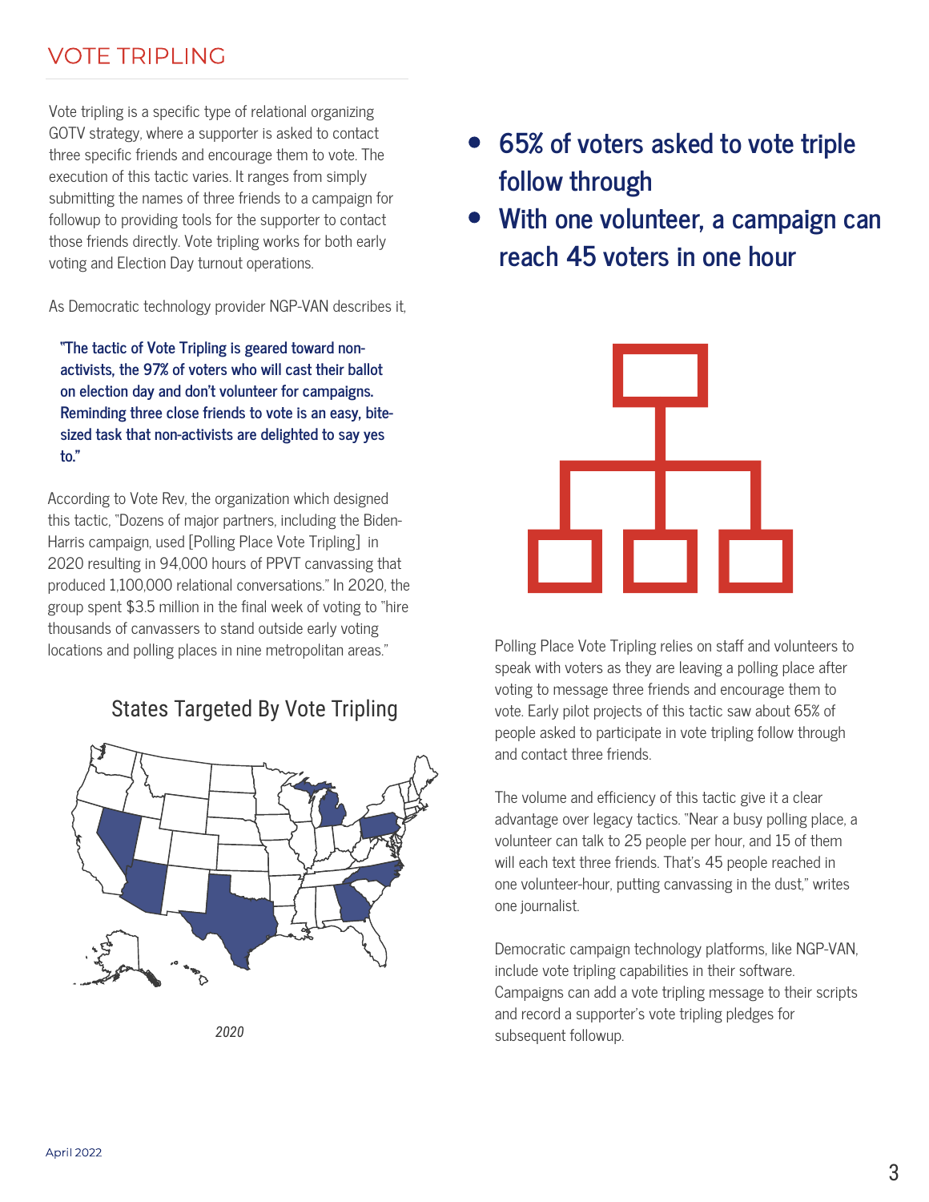## VOTE TRIPLING

Vote tripling is a specific type of relational organizing GOTV strategy, where a supporter is asked to contact three specific friends and encourage them to vote. The execution of this tactic varies. It ranges from simply submitting the names of three friends to a campaign for followup to providing tools for the supporter to contact those friends directly. Vote tripling works for both early voting and Election Day turnout operations.

As Democratic technology provider NGP-VAN describes it,

> **"The tactic of Vote Tripling is geared toward non-activists, the 97% of voters who will cast their ballot on election day and don't volunteer for campaigns. Reminding three close friends to vote is an easy, bite-sized task that non-activists are delighted to say yes to."**

According to Vote Rev, the organization which designed this tactic, "Dozens of major partners, including the Biden-Harris campaign, used [Polling Place Vote Tripling] in 2020 resulting in 94,000 hours of PPVT canvassing that produced 1,100,000 relational conversations." In 2020, the group spent $3.5 million in the final week of voting to "hire thousands of canvassers to stand outside early voting locations and polling places in nine metropolitan areas."

States Targeted By Vote Tripling

*2020*

- **65% of voters asked to vote triple follow through**
- **With one volunteer, a campaign can reach 45 voters in one hour**

Polling Place Vote Tripling relies on staff and volunteers to speak with voters as they are leaving a polling place after voting to message three friends and encourage them to vote. Early pilot projects of this tactic saw about 65% of people asked to participate in vote tripling follow through and contact three friends.

The volume and efficiency of this tactic give it a clear advantage over legacy tactics. "Near a busy polling place, a volunteer can talk to 25 people per hour, and 15 of them will each text three friends. That's 45 people reached in one volunteer-hour, putting canvassing in the dust," writes one journalist.

Democratic campaign technology platforms, like NGP-VAN, include vote tripling capabilities in their software. Campaigns can add a vote tripling message to their scripts and record a supporter's vote tripling pledges for subsequent followup.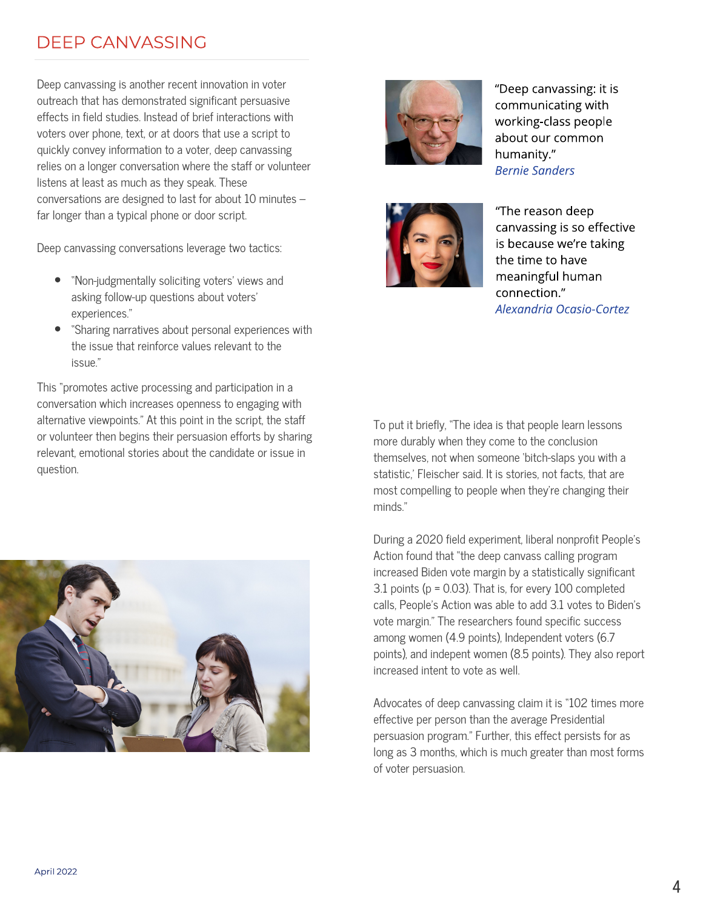## DEEP CANVASSING

Deep canvassing is another recent innovation in voter outreach that has demonstrated significant persuasive effects in field studies. Instead of brief interactions with voters over phone, text, or at doors that use a script to quickly convey information to a voter, deep canvassing relies on a longer conversation where the staff or volunteer listens at least as much as they speak. These conversations are designed to last for about 10 minutes – far longer than a typical phone or door script.

Deep canvassing conversations leverage two tactics:

- "Non-judgmentally soliciting voters' views and asking follow-up questions about voters' experiences."
- "Sharing narratives about personal experiences with the issue that reinforce values relevant to the issue."

This "promotes active processing and participation in a conversation which increases openness to engaging with alternative viewpoints." At this point in the script, the staff or volunteer then begins their persuasion efforts by sharing relevant, emotional stories about the candidate or issue in question.

"Deep canvassing: it is communicating with working-class people about our common humanity."
*Bernie Sanders*

"The reason deep canvassing is so effective is because we're taking the time to have meaningful human connection."
*Alexandria Ocasio-Cortez*

To put it briefly, "The idea is that people learn lessons more durably when they come to the conclusion themselves, not when someone 'bitch-slaps you with a statistic,' Fleischer said. It is stories, not facts, that are most compelling to people when they're changing their minds."

During a 2020 field experiment, liberal nonprofit People's Action found that "the deep canvass calling program increased Biden vote margin by a statistically significant 3.1 points ($p = 0.03$). That is, for every 100 completed calls, People's Action was able to add 3.1 votes to Biden's vote margin." The researchers found specific success among women (4.9 points), Independent voters (6.7 points), and indepent women (8.5 points). They also report increased intent to vote as well.

Advocates of deep canvassing claim it is "102 times more effective per person than the average Presidential persuasion program." Further, this effect persists for as long as 3 months, which is much greater than most forms of voter persuasion.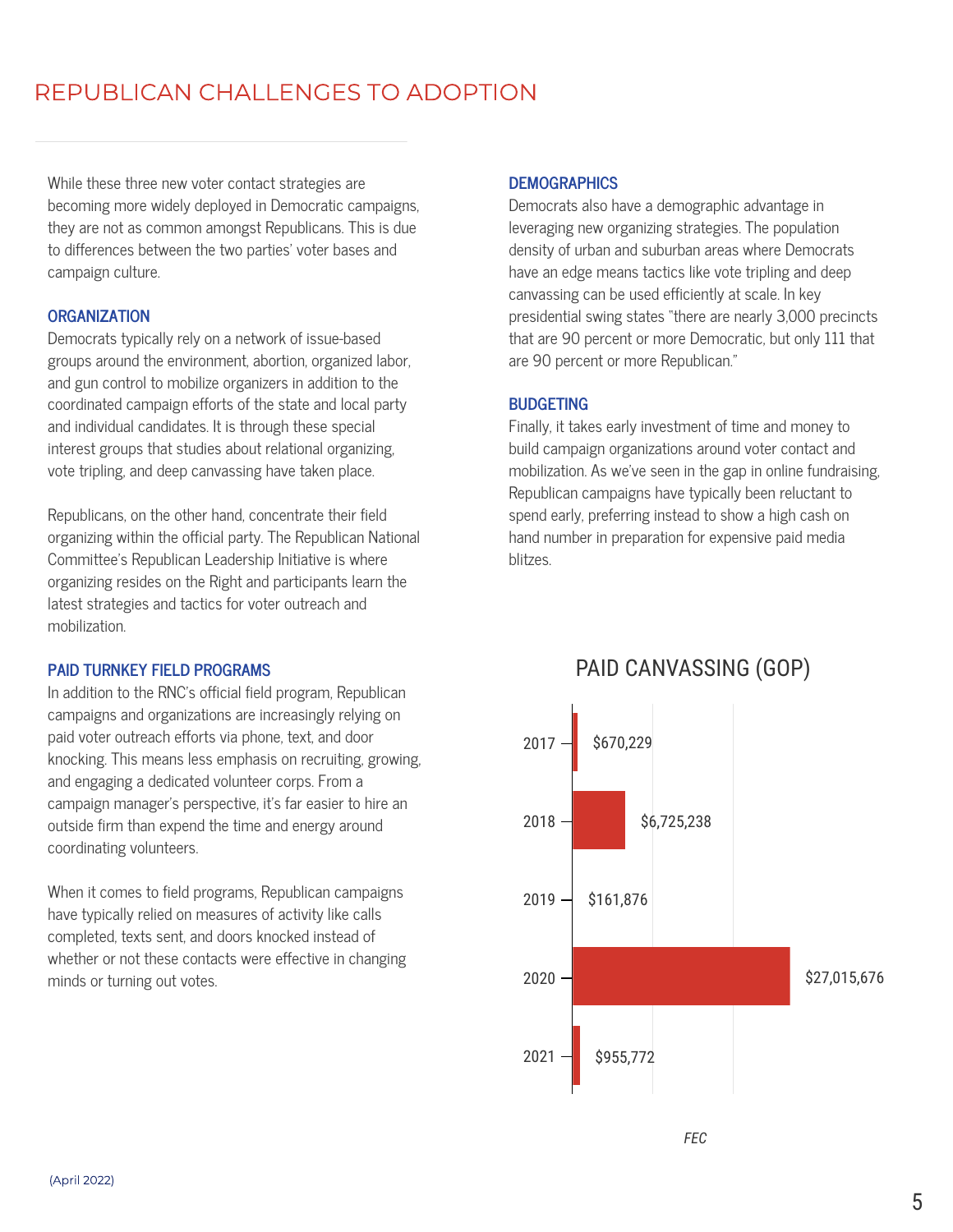## REPUBLICAN CHALLENGES TO ADOPTION

While these three new voter contact strategies are becoming more widely deployed in Democratic campaigns, they are not as common amongst Republicans. This is due to differences between the two parties' voter bases and campaign culture.

### ORGANIZATION

Democrats typically rely on a network of issue-based groups around the environment, abortion, organized labor, and gun control to mobilize organizers in addition to the coordinated campaign efforts of the state and local party and individual candidates. It is through these special interest groups that studies about relational organizing, vote tripling, and deep canvassing have taken place.

Republicans, on the other hand, concentrate their field organizing within the official party. The Republican National Committee's Republican Leadership Initiative is where organizing resides on the Right and participants learn the latest strategies and tactics for voter outreach and mobilization.

### PAID TURNKEY FIELD PROGRAMS

In addition to the RNC's official field program, Republican campaigns and organizations are increasingly relying on paid voter outreach efforts via phone, text, and door knocking. This means less emphasis on recruiting, growing, and engaging a dedicated volunteer corps. From a campaign manager's perspective, it's far easier to hire an outside firm than expend the time and energy around coordinating volunteers.

When it comes to field programs, Republican campaigns have typically relied on measures of activity like calls completed, texts sent, and doors knocked instead of whether or not these contacts were effective in changing minds or turning out votes.

### DEMOGRAPHICS

Democrats also have a demographic advantage in leveraging new organizing strategies. The population density of urban and suburban areas where Democrats have an edge means tactics like vote tripling and deep canvassing can be used efficiently at scale. In key presidential swing states "there are nearly 3,000 precincts that are 90 percent or more Democratic, but only 111 that are 90 percent or more Republican."

### BUDGETING

Finally, it takes early investment of time and money to build campaign organizations around voter contact and mobilization. As we've seen in the gap in online fundraising, Republican campaigns have typically been reluctant to spend early, preferring instead to show a high cash on hand number in preparation for expensive paid media blitzes.

**PAID CANVASSING (GOP)**

| Year | Amount |
|---|---|
| 2017 | $670,229 |
| 2018 | $6,725,238 |
| 2019 | $161,876 |
| 2020 | $27,015,676 |
| 2021 | $955,772 |

*FEC*

(April 2022)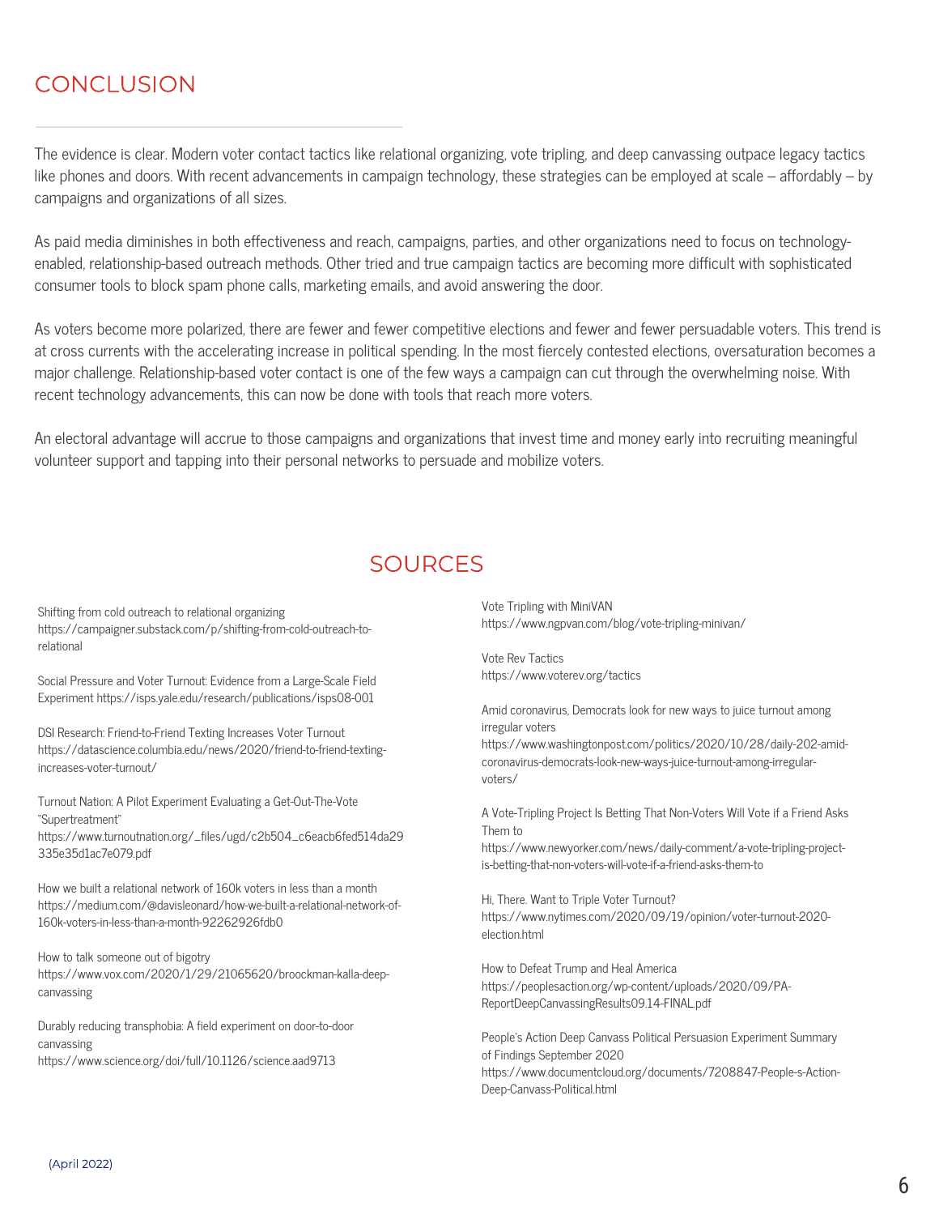## CONCLUSION

The evidence is clear. Modern voter contact tactics like relational organizing, vote tripling, and deep canvassing outpace legacy tactics like phones and doors. With recent advancements in campaign technology, these strategies can be employed at scale – affordably – by campaigns and organizations of all sizes.

As paid media diminishes in both effectiveness and reach, campaigns, parties, and other organizations need to focus on technology-enabled, relationship-based outreach methods. Other tried and true campaign tactics are becoming more difficult with sophisticated consumer tools to block spam phone calls, marketing emails, and avoid answering the door.

As voters become more polarized, there are fewer and fewer competitive elections and fewer and fewer persuadable voters. This trend is at cross currents with the accelerating increase in political spending. In the most fiercely contested elections, oversaturation becomes a major challenge. Relationship-based voter contact is one of the few ways a campaign can cut through the overwhelming noise. With recent technology advancements, this can now be done with tools that reach more voters.

An electoral advantage will accrue to those campaigns and organizations that invest time and money early into recruiting meaningful volunteer support and tapping into their personal networks to persuade and mobilize voters.

## SOURCES

Shifting from cold outreach to relational organizing
https://campaigner.substack.com/p/shifting-from-cold-outreach-to-relational

Social Pressure and Voter Turnout: Evidence from a Large-Scale Field Experiment https://isps.yale.edu/research/publications/isps08-001

DSI Research: Friend-to-Friend Texting Increases Voter Turnout
https://datascience.columbia.edu/news/2020/friend-to-friend-texting-increases-voter-turnout/

Turnout Nation: A Pilot Experiment Evaluating a Get-Out-The-Vote "Supertreatment"
https://www.turnoutnation.org/_files/ugd/c2b504_c6eacb6fed514da29335e35d1ac7e079.pdf

How we built a relational network of 160k voters in less than a month
https://medium.com/@davisleonard/how-we-built-a-relational-network-of-160k-voters-in-less-than-a-month-92262926fdb0

How to talk someone out of bigotry
https://www.vox.com/2020/1/29/21065620/broockman-kalla-deep-canvassing

Durably reducing transphobia: A field experiment on door-to-door canvassing
https://www.science.org/doi/full/10.1126/science.aad9713

Vote Tripling with MiniVAN
https://www.ngpvan.com/blog/vote-tripling-minivan/

Vote Rev Tactics
https://www.voterev.org/tactics

Amid coronavirus, Democrats look for new ways to juice turnout among irregular voters
https://www.washingtonpost.com/politics/2020/10/28/daily-202-amid-coronavirus-democrats-look-new-ways-juice-turnout-among-irregular-voters/

A Vote-Tripling Project Is Betting That Non-Voters Will Vote if a Friend Asks Them to
https://www.newyorker.com/news/daily-comment/a-vote-tripling-project-is-betting-that-non-voters-will-vote-if-a-friend-asks-them-to

Hi, There. Want to Triple Voter Turnout?
https://www.nytimes.com/2020/09/19/opinion/voter-turnout-2020-election.html

How to Defeat Trump and Heal America
https://peoplesaction.org/wp-content/uploads/2020/09/PA-ReportDeepCanvassingResults09.14-FINAL.pdf

People's Action Deep Canvass Political Persuasion Experiment Summary of Findings September 2020
https://www.documentcloud.org/documents/7208847-People-s-Action-Deep-Canvass-Political.html

(April 2022)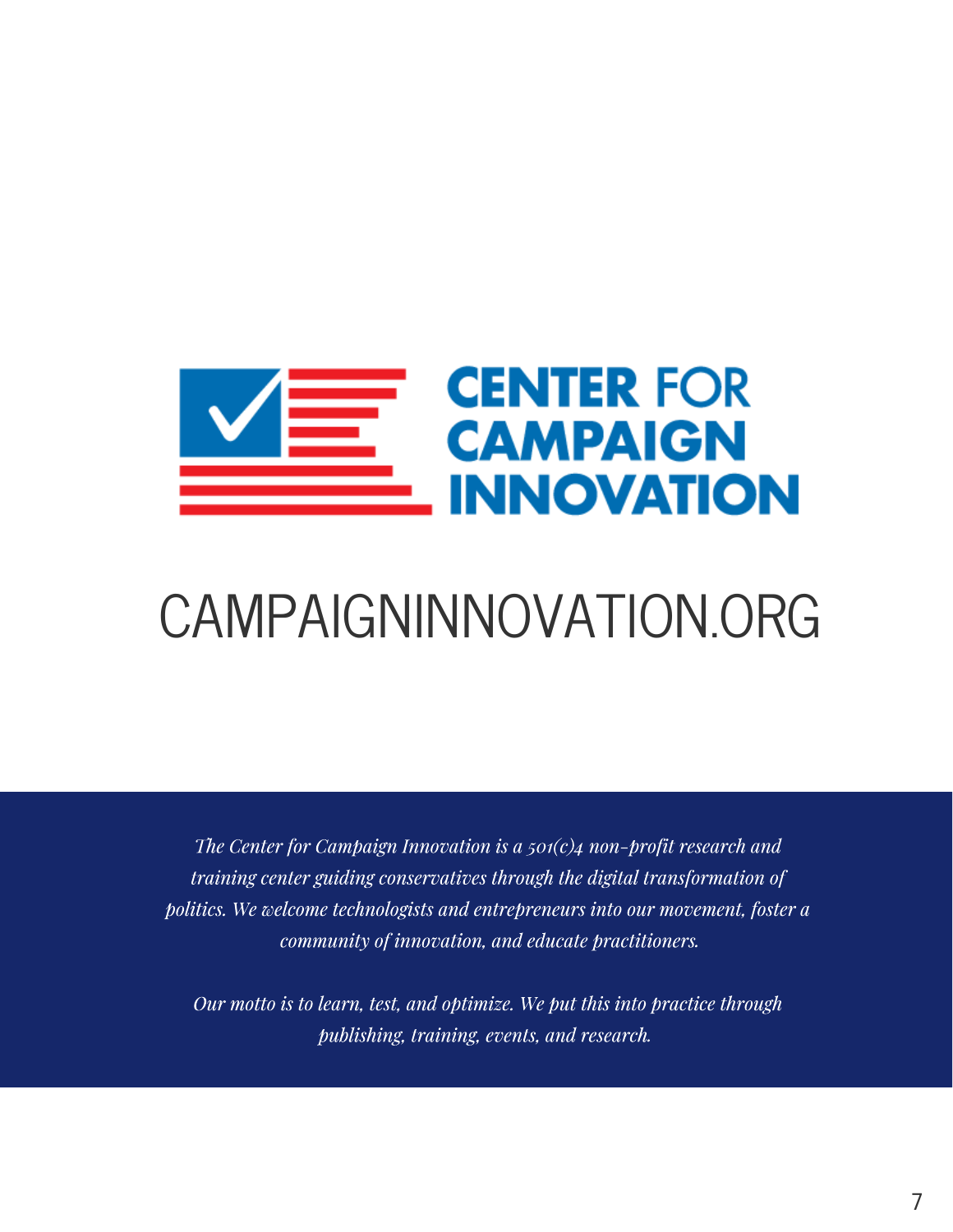# CENTER FOR CAMPAIGN INNOVATION

CAMPAIGNINNOVATION.ORG

*The Center for Campaign Innovation is a 501(c)4 non-profit research and training center guiding conservatives through the digital transformation of politics. We welcome technologists and entrepreneurs into our movement, foster a community of innovation, and educate practitioners.*

*Our motto is to learn, test, and optimize. We put this into practice through publishing, training, events, and research.*